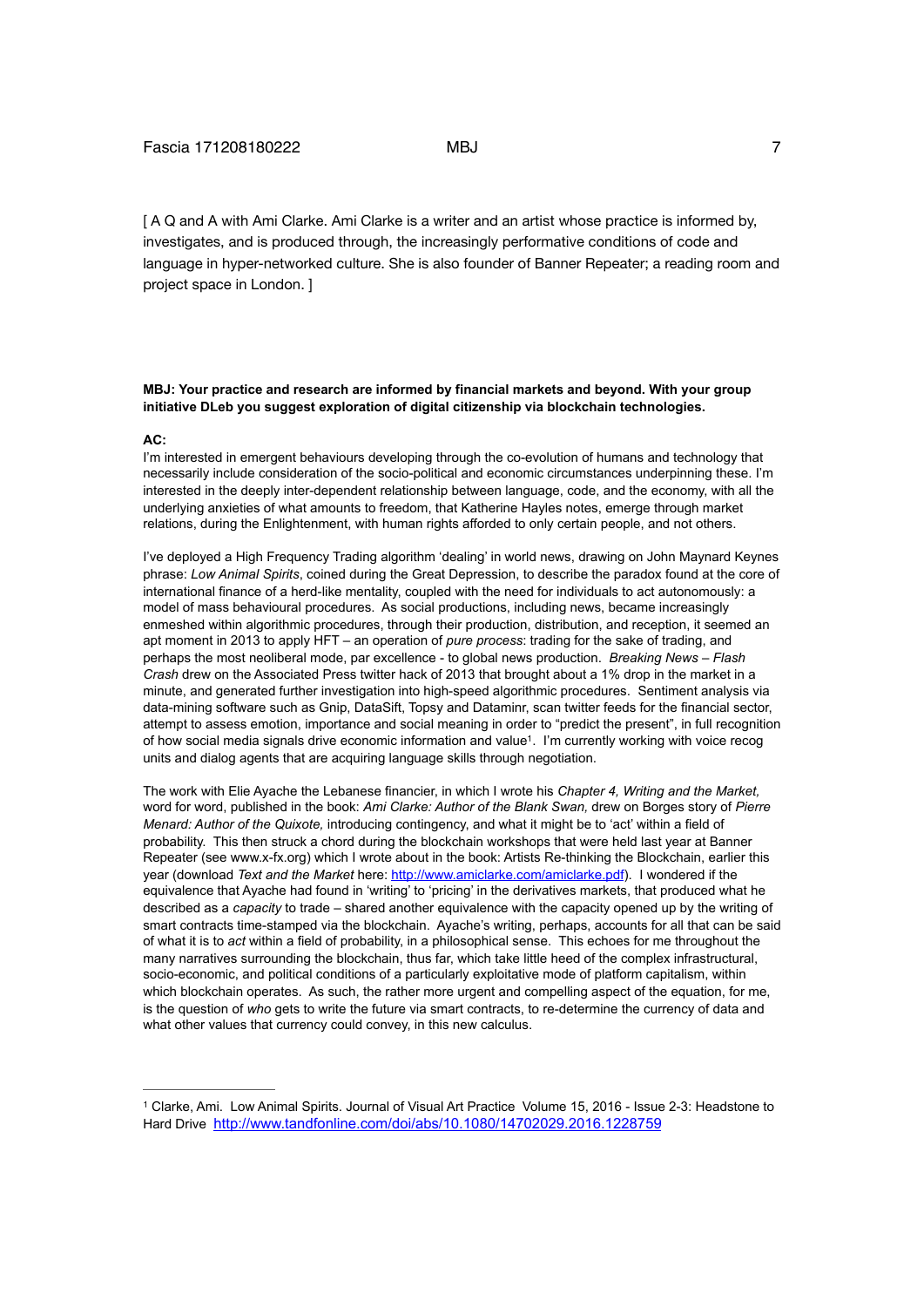[ A Q and A with Ami Clarke. Ami Clarke is a writer and an artist whose practice is informed by, investigates, and is produced through, the increasingly performative conditions of code and language in hyper-networked culture. She is also founder of Banner Repeater; a reading room and project space in London. ]

**MBJ: Your practice and research are informed by financial markets and beyond. With your group initiative DLeb you suggest exploration of digital citizenship via blockchain technologies.**

**AC:**

I'm interested in emergent behaviours developing through the co-evolution of humans and technology that necessarily include consideration of the socio-political and economic circumstances underpinning these. I'm interested in the deeply inter-dependent relationship between language, code, and the economy, with all the underlying anxieties of what amounts to freedom, that Katherine Hayles notes, emerge through market relations, during the Enlightenment, with human rights afforded to only certain people, and not others.

I've deployed a High Frequency Trading algorithm 'dealing' in world news, drawing on John Maynard Keynes phrase: *Low Animal Spirits*, coined during the Great Depression, to describe the paradox found at the core of international finance of a herd-like mentality, coupled with the need for individuals to act autonomously: a model of mass behavioural procedures. As social productions, including news, became increasingly enmeshed within algorithmic procedures, through their production, distribution, and reception, it seemed an apt moment in 2013 to apply HFT – an operation of *pure process*: trading for the sake of trading, and perhaps the most neoliberal mode, par excellence - to global news production. *Breaking News – Flash Crash* drew on the Associated Press twitter hack of 2013 that brought about a 1% drop in the market in a minute, and generated further investigation into high-speed algorithmic procedures. Sentiment analysis via data-mining software such as Gnip, DataSift, Topsy and Dataminr, scan twitter feeds for the financial sector, attempt to assess emotion, importance and social meaning in order to "predict the present", in full recognition of how social media signals drive economic information and value[1]. I'm currently working with voice recog units and dialog agents that are acquiring language skills through negotiation.

The work with Elie Ayache the Lebanese financier, in which I wrote his *Chapter 4, Writing and the Market,* word for word, published in the book: *Ami Clarke: Author of the Blank Swan,* drew on Borges story of *Pierre Menard: Author of the Quixote,* introducing contingency, and what it might be to 'act' within a field of probability. This then struck a chord during the blockchain workshops that were held last year at Banner Repeater (see www.x-fx.org) which I wrote about in the book: Artists Re-thinking the Blockchain, earlier this year (download *Text and the Market* here: http://www.amiclarke.com/amiclarke.pdf). I wondered if the equivalence that Ayache had found in 'writing' to 'pricing' in the derivatives markets, that produced what he described as a *capacity* to trade – shared another equivalence with the capacity opened up by the writing of smart contracts time-stamped via the blockchain. Ayache's writing, perhaps, accounts for all that can be said of what it is to *act* within a field of probability, in a philosophical sense. This echoes for me throughout the many narratives surrounding the blockchain, thus far, which take little heed of the complex infrastructural, socio-economic, and political conditions of a particularly exploitative mode of platform capitalism, within which blockchain operates. As such, the rather more urgent and compelling aspect of the equation, for me, is the question of *who* gets to write the future via smart contracts, to re-determine the currency of data and what other values that currency could convey, in this new calculus.

---

[1] Clarke, Ami. Low Animal Spirits. Journal of Visual Art Practice Volume 15, 2016 - Issue 2-3: Headstone to Hard Drive http://www.tandfonline.com/doi/abs/10.1080/14702029.2016.1228759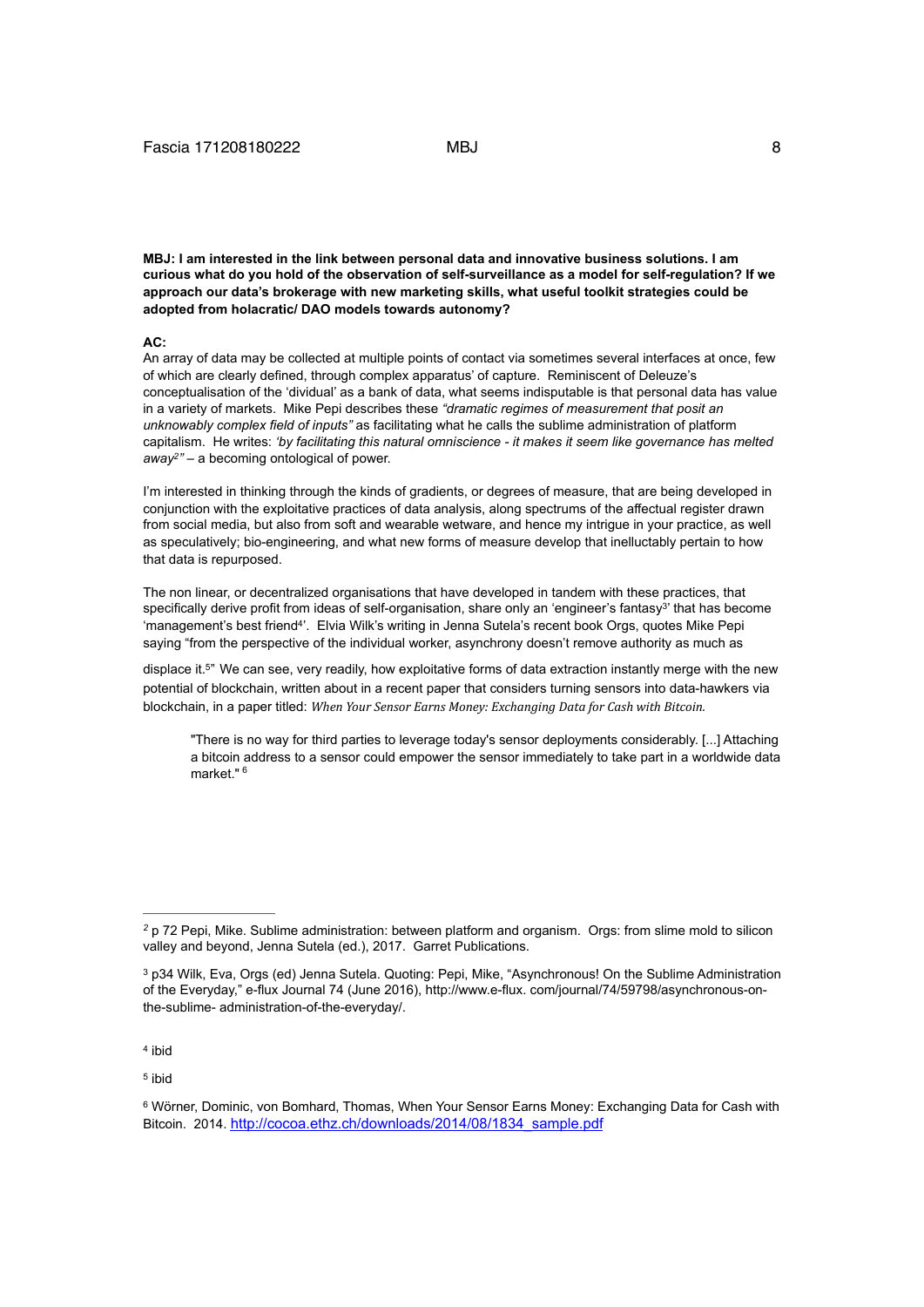**MBJ: I am interested in the link between personal data and innovative business solutions. I am curious what do you hold of the observation of self-surveillance as a model for self-regulation? If we approach our data's brokerage with new marketing skills, what useful toolkit strategies could be adopted from holacratic/ DAO models towards autonomy?**

**AC:**

An array of data may be collected at multiple points of contact via sometimes several interfaces at once, few of which are clearly defined, through complex apparatus' of capture. Reminiscent of Deleuze's conceptualisation of the 'dividual' as a bank of data, what seems indisputable is that personal data has value in a variety of markets. Mike Pepi describes these *"dramatic regimes of measurement that posit an unknowably complex field of inputs"* as facilitating what he calls the sublime administration of platform capitalism. He writes: *'by facilitating this natural omniscience - it makes it seem like governance has melted away*[2]*"* – a becoming ontological of power.

I'm interested in thinking through the kinds of gradients, or degrees of measure, that are being developed in conjunction with the exploitative practices of data analysis, along spectrums of the affectual register drawn from social media, but also from soft and wearable wetware, and hence my intrigue in your practice, as well as speculatively; bio-engineering, and what new forms of measure develop that ineluctably pertain to how that data is repurposed.

The non linear, or decentralized organisations that have developed in tandem with these practices, that specifically derive profit from ideas of self-organisation, share only an 'engineer's fantasy[3]' that has become 'management's best friend[4]'. Elvia Wilk's writing in Jenna Sutela's recent book Orgs, quotes Mike Pepi saying "from the perspective of the individual worker, asynchrony doesn't remove authority as much as displace it.[5]" We can see, very readily, how exploitative forms of data extraction instantly merge with the new potential of blockchain, written about in a recent paper that considers turning sensors into data-hawkers via blockchain, in a paper titled: *When Your Sensor Earns Money: Exchanging Data for Cash with Bitcoin.*

> "There is no way for third parties to leverage today's sensor deployments considerably. [...] Attaching a bitcoin address to a sensor could empower the sensor immediately to take part in a worldwide data market." [6]

---

[2] p 72 Pepi, Mike. Sublime administration: between platform and organism. Orgs: from slime mold to silicon valley and beyond, Jenna Sutela (ed.), 2017. Garret Publications.

[3] p34 Wilk, Eva, Orgs (ed) Jenna Sutela. Quoting: Pepi, Mike, "Asynchronous! On the Sublime Administration of the Everyday," e-flux Journal 74 (June 2016), http://www.e-flux. com/journal/74/59798/asynchronous-on-the-sublime- administration-of-the-everyday/.

[4] ibid

[5] ibid

[6] Wörner, Dominic, von Bomhard, Thomas, When Your Sensor Earns Money: Exchanging Data for Cash with Bitcoin. 2014. http://cocoa.ethz.ch/downloads/2014/08/1834_sample.pdf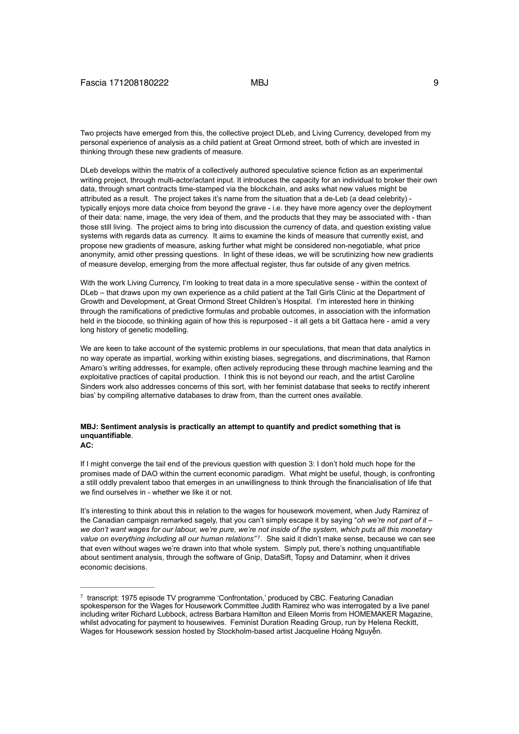Two projects have emerged from this, the collective project DLeb, and Living Currency, developed from my personal experience of analysis as a child patient at Great Ormond street, both of which are invested in thinking through these new gradients of measure.

DLeb develops within the matrix of a collectively authored speculative science fiction as an experimental writing project, through multi-actor/actant input. It introduces the capacity for an individual to broker their own data, through smart contracts time-stamped via the blockchain, and asks what new values might be attributed as a result. The project takes it's name from the situation that a de-Leb (a dead celebrity) - typically enjoys more data choice from beyond the grave - i.e. they have more agency over the deployment of their data: name, image, the very idea of them, and the products that they may be associated with - than those still living. The project aims to bring into discussion the currency of data, and question existing value systems with regards data as currency. It aims to examine the kinds of measure that currently exist, and propose new gradients of measure, asking further what might be considered non-negotiable, what price anonymity, amid other pressing questions. In light of these ideas, we will be scrutinizing how new gradients of measure develop, emerging from the more affectual register, thus far outside of any given metrics.

With the work Living Currency, I'm looking to treat data in a more speculative sense - within the context of DLeb – that draws upon my own experience as a child patient at the Tall Girls Clinic at the Department of Growth and Development, at Great Ormond Street Children's Hospital. I'm interested here in thinking through the ramifications of predictive formulas and probable outcomes, in association with the information held in the biocode, so thinking again of how this is repurposed - it all gets a bit Gattaca here - amid a very long history of genetic modelling.

We are keen to take account of the systemic problems in our speculations, that mean that data analytics in no way operate as impartial, working within existing biases, segregations, and discriminations, that Ramon Amaro's writing addresses, for example, often actively reproducing these through machine learning and the exploitative practices of capital production. I think this is not beyond our reach, and the artist Caroline Sinders work also addresses concerns of this sort, with her feminist database that seeks to rectify inherent bias' by compiling alternative databases to draw from, than the current ones available.

**MBJ: Sentiment analysis is practically an attempt to quantify and predict something that is unquantifiable**.
**AC:**

If I might converge the tail end of the previous question with question 3: I don't hold much hope for the promises made of DAO within the current economic paradigm. What might be useful, though, is confronting a still oddly prevalent taboo that emerges in an unwillingness to think through the financialisation of life that we find ourselves in - whether we like it or not.

It's interesting to think about this in relation to the wages for housework movement, when Judy Ramirez of the Canadian campaign remarked sagely, that you can't simply escape it by saying "*oh we're not part of it – we don't want wages for our labour, we're pure, we're not inside of the system, which puts all this monetary value on everything including all our human relations*"[7]. She said it didn't make sense, because we can see that even without wages we're drawn into that whole system. Simply put, there's nothing unquantifiable about sentiment analysis, through the software of Gnip, DataSift, Topsy and Dataminr, when it drives economic decisions.

---

[7] transcript: 1975 episode TV programme 'Confrontation,' produced by CBC. Featuring Canadian spokesperson for the Wages for Housework Committee Judith Ramirez who was interrogated by a live panel including writer Richard Lubbock, actress Barbara Hamilton and Eileen Morris from HOMEMAKER Magazine, whilst advocating for payment to housewives. Feminist Duration Reading Group, run by Helena Reckitt, Wages for Housework session hosted by Stockholm-based artist Jacqueline Hoàng Nguyễn.